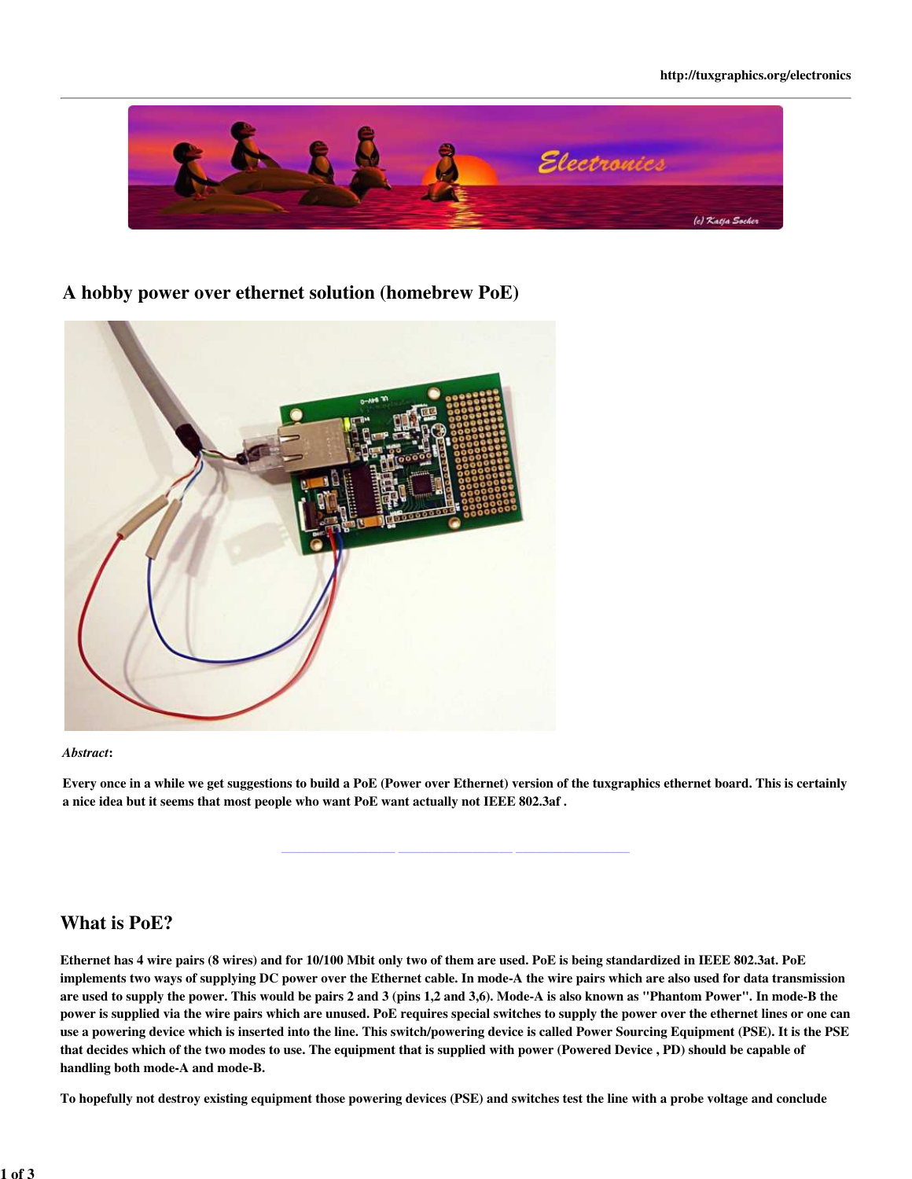# A hobby power over ethernet solution (homebrew PoE)

*Abstract*:

**Every once in a while we get suggestions to build a PoE (Power over Ethernet) version of the tuxgraphics ethernet board. This is certainly a nice idea but it seems that most people who want PoE want actually not IEEE 802.3af .**

## What is PoE?

**Ethernet has 4 wire pairs (8 wires) and for 10/100 Mbit only two of them are used. PoE is being standardized in IEEE 802.3at. PoE implements two ways of supplying DC power over the Ethernet cable. In mode-A the wire pairs which are also used for data transmission are used to supply the power. This would be pairs 2 and 3 (pins 1,2 and 3,6). Mode-A is also known as "Phantom Power". In mode-B the power is supplied via the wire pairs which are unused. PoE requires special switches to supply the power over the ethernet lines or one can use a powering device which is inserted into the line. This switch/powering device is called Power Sourcing Equipment (PSE). It is the PSE that decides which of the two modes to use. The equipment that is supplied with power (Powered Device , PD) should be capable of handling both mode-A and mode-B.**

**To hopefully not destroy existing equipment those powering devices (PSE) and switches test the line with a probe voltage and conclude**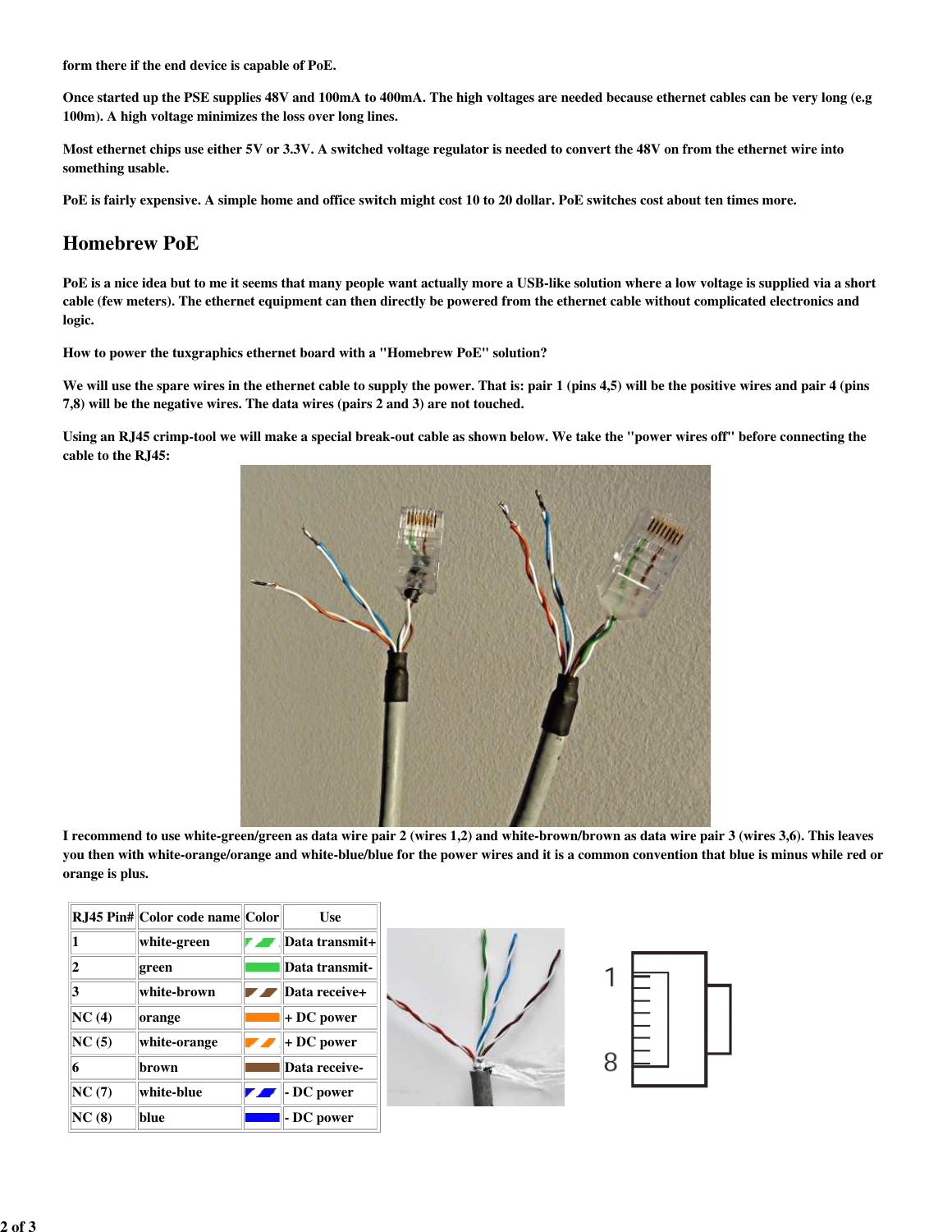form there if the end device is capable of PoE.

Once started up the PSE supplies 48V and 100mA to 400mA. The high voltages are needed because ethernet cables can be very long (e.g 100m). A high voltage minimizes the loss over long lines.

Most ethernet chips use either 5V or 3.3V. A switched voltage regulator is needed to convert the 48V on from the ethernet wire into something usable.

PoE is fairly expensive. A simple home and office switch might cost 10 to 20 dollar. PoE switches cost about ten times more.

## Homebrew PoE

PoE is a nice idea but to me it seems that many people want actually more a USB-like solution where a low voltage is supplied via a short cable (few meters). The ethernet equipment can then directly be powered from the ethernet cable without complicated electronics and logic.

How to power the tuxgraphics ethernet board with a "Homebrew PoE" solution?

We will use the spare wires in the ethernet cable to supply the power. That is: pair 1 (pins 4,5) will be the positive wires and pair 4 (pins 7,8) will be the negative wires. The data wires (pairs 2 and 3) are not touched.

Using an RJ45 crimp-tool we will make a special break-out cable as shown below. We take the "power wires off" before connecting the cable to the RJ45:

I recommend to use white-green/green as data wire pair 2 (wires 1,2) and white-brown/brown as data wire pair 3 (wires 3,6). This leaves you then with white-orange/orange and white-blue/blue for the power wires and it is a common convention that blue is minus while red or orange is plus.

| RJ45 Pin# | Color code name | Color | Use |
|---|---|---|---|
| 1 | white-green | | Data transmit+ |
| 2 | green | | Data transmit- |
| 3 | white-brown | | Data receive+ |
| NC (4) | orange | | + DC power |
| NC (5) | white-orange | | + DC power |
| 6 | brown | | Data receive- |
| NC (7) | white-blue | | - DC power |
| NC (8) | blue | | - DC power |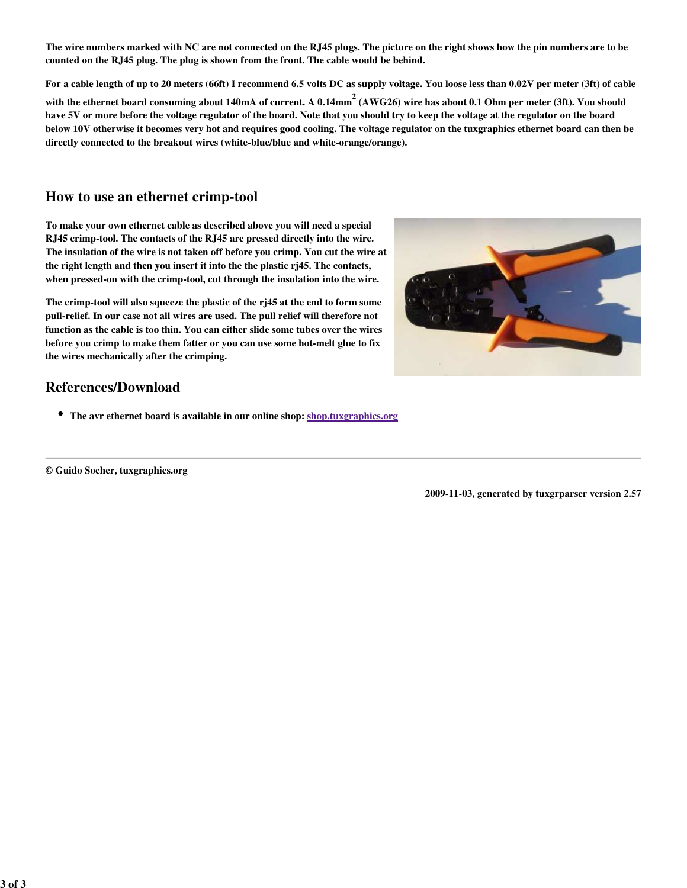**The wire numbers marked with NC are not connected on the RJ45 plugs. The picture on the right shows how the pin numbers are to be counted on the RJ45 plug. The plug is shown from the front. The cable would be behind.**

**For a cable length of up to 20 meters (66ft) I recommend 6.5 volts DC as supply voltage. You loose less than 0.02V per meter (3ft) of cable with the ethernet board consuming about 140mA of current. A 0.14mm$^2$ (AWG26) wire has about 0.1 Ohm per meter (3ft). You should have 5V or more before the voltage regulator of the board. Note that you should try to keep the voltage at the regulator on the board below 10V otherwise it becomes very hot and requires good cooling. The voltage regulator on the tuxgraphics ethernet board can then be directly connected to the breakout wires (white-blue/blue and white-orange/orange).**

## How to use an ethernet crimp-tool

**To make your own ethernet cable as described above you will need a special RJ45 crimp-tool. The contacts of the RJ45 are pressed directly into the wire. The insulation of the wire is not taken off before you crimp. You cut the wire at the right length and then you insert it into the the plastic rj45. The contacts, when pressed-on with the crimp-tool, cut through the insulation into the wire.**

**The crimp-tool will also squeeze the plastic of the rj45 at the end to form some pull-relief. In our case not all wires are used. The pull relief will therefore not function as the cable is too thin. You can either slide some tubes over the wires before you crimp to make them fatter or you can use some hot-melt glue to fix the wires mechanically after the crimping.**

## References/Download

- **The avr ethernet board is available in our online shop: shop.tuxgraphics.org**

---

**© Guido Socher, tuxgraphics.org**

**2009-11-03, generated by tuxgrparser version 2.57**